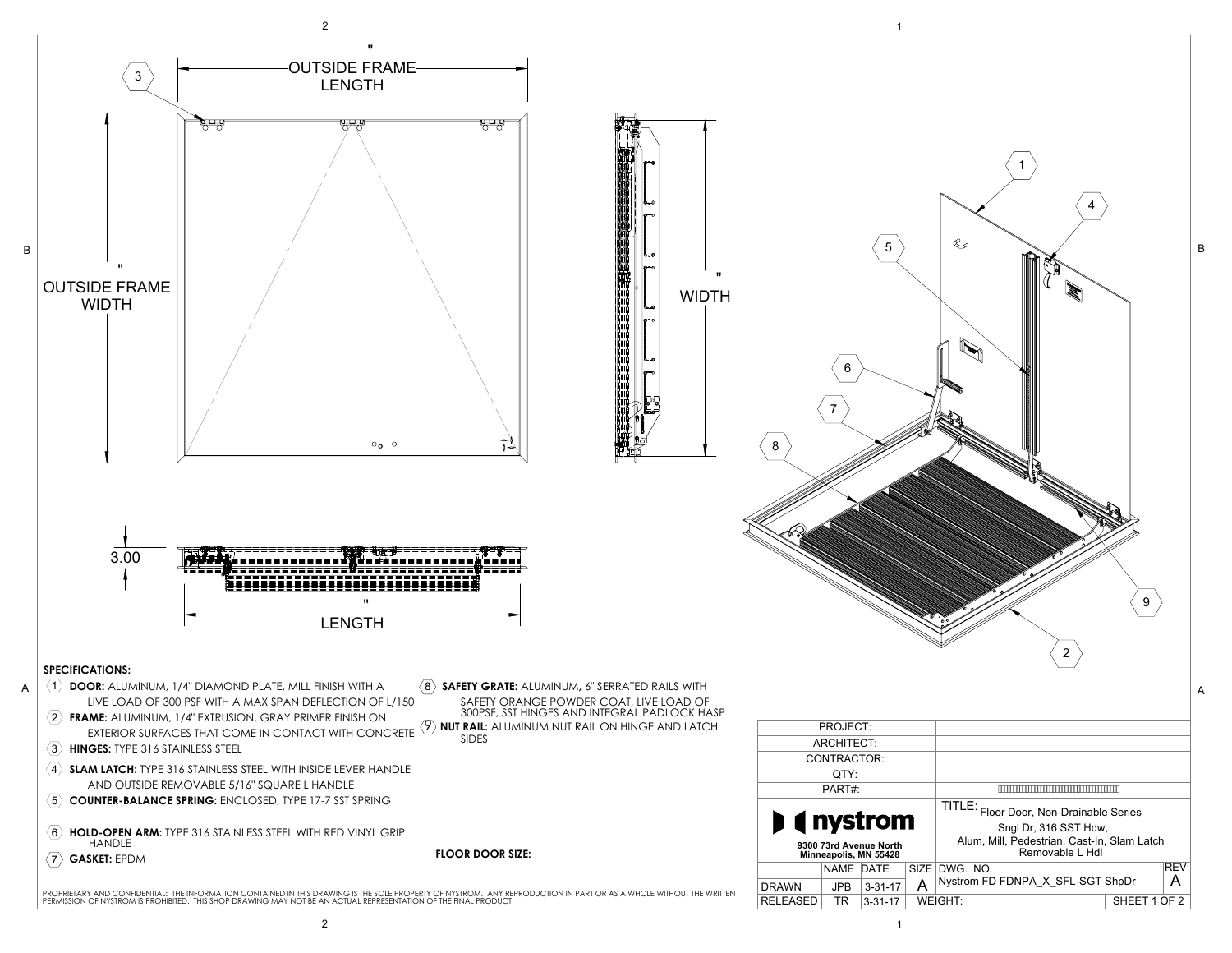" OUTSIDE FRAME LENGTH

" OUTSIDE FRAME WIDTH

" WIDTH

3.00

" LENGTH

## SPECIFICATIONS:

1. **DOOR:** ALUMINUM, 1/4" DIAMOND PLATE, MILL FINISH WITH A LIVE LOAD OF 300 PSF WITH A MAX SPAN DEFLECTION OF L/150
2. **FRAME:** ALUMINUM, 1/4" EXTRUSION, GRAY PRIMER FINISH ON EXTERIOR SURFACES THAT COME IN CONTACT WITH CONCRETE
3. **HINGES:** TYPE 316 STAINLESS STEEL
4. **SLAM LATCH:** TYPE 316 STAINLESS STEEL WITH INSIDE LEVER HANDLE AND OUTSIDE REMOVABLE 5/16" SQUARE L HANDLE
5. **COUNTER-BALANCE SPRING:** ENCLOSED, TYPE 17-7 SST SPRING
6. **HOLD-OPEN ARM:** TYPE 316 STAINLESS STEEL WITH RED VINYL GRIP HANDLE
7. **GASKET:** EPDM
8. **SAFETY GRATE:** ALUMINUM, 6" SERRATED RAILS WITH SAFETY ORANGE POWDER COAT, LIVE LOAD OF 300PSF, SST HINGES AND INTEGRAL PADLOCK HASP
9. **NUT RAIL:** ALUMINUM NUT RAIL ON HINGE AND LATCH SIDES

**FLOOR DOOR SIZE:**

PROPRIETARY AND CONFIDENTIAL: THE INFORMATION CONTAINED IN THIS DRAWING IS THE SOLE PROPERTY OF NYSTROM. ANY REPRODUCTION IN PART OR AS A WHOLE WITHOUT THE WRITTEN PERMISSION OF NYSTROM IS PROHIBITED. THIS SHOP DRAWING MAY NOT BE AN ACTUAL REPRESENTATION OF THE FINAL PRODUCT.

| | | | | | |
|---|---|---|---|---|---|
| PROJECT: | | | | | |
| ARCHITECT: | | | | | |
| CONTRACTOR: | | | | | |
| QTY: | | | | | |
| PART#: | | | | | |
| nystrom<br>9300 73rd Avenue North<br>Minneapolis, MN 55428 | | | | TITLE: Floor Door, Non-Drainable Series<br>Sngl Dr, 316 SST Hdw,<br>Alum, Mill, Pedestrian, Cast-In, Slam Latch<br>Removable L Hdl | |
| | NAME | DATE | SIZE | DWG. NO. | REV |
| DRAWN | JPB | 3-31-17 | A | Nystrom FD FDNPA_X_SFL-SGT ShpDr | A |
| RELEASED | TR | 3-31-17 | | WEIGHT: | SHEET 1 OF 2 |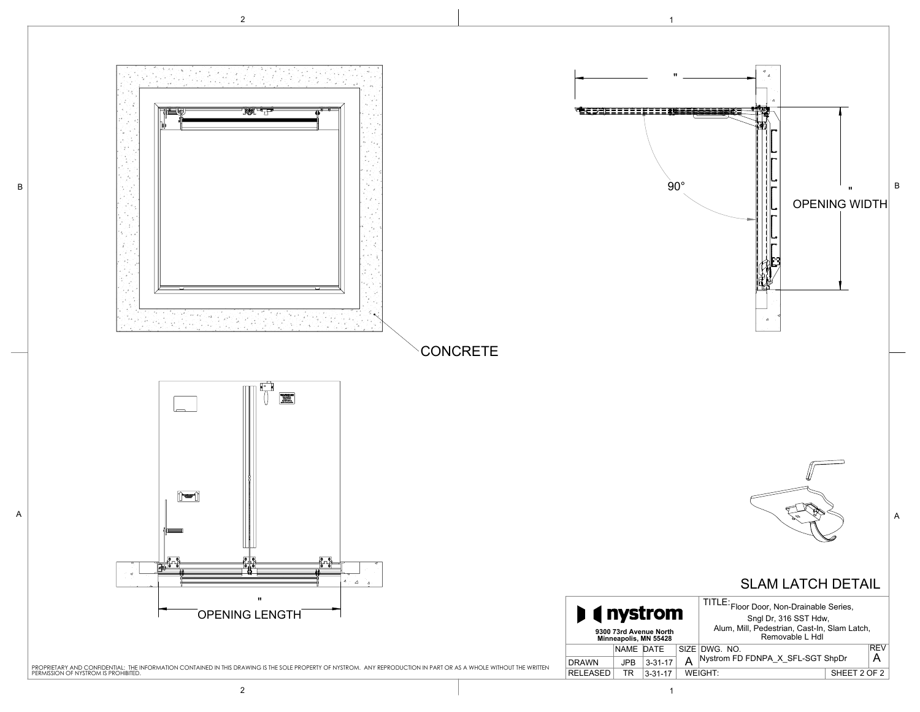"

90°

"

OPENING WIDTH

CONCRETE

"

OPENING LENGTH

SLAM LATCH DETAIL

PROPRIETARY AND CONFIDENTIAL: THE INFORMATION CONTAINED IN THIS DRAWING IS THE SOLE PROPERTY OF NYSTROM. ANY REPRODUCTION IN PART OR AS A WHOLE WITHOUT THE WRITTEN PERMISSION OF NYSTROM IS PROHIBITED.

**nystrom**

9300 73rd Avenue North
Minneapolis, MN 55428

TITLE: Floor Door, Non-Drainable Series, Sngl Dr, 316 SST Hdw, Alum, Mill, Pedestrian, Cast-In, Slam Latch, Removable L Hdl

| | NAME | DATE | SIZE | DWG. NO. | REV |
|---|---|---|---|---|---|
| DRAWN | JPB | 3-31-17 | A | Nystrom FD FDNPA_X_SFL-SGT ShpDr | A |
| RELEASED | TR | 3-31-17 | WEIGHT: | | SHEET 2 OF 2 |